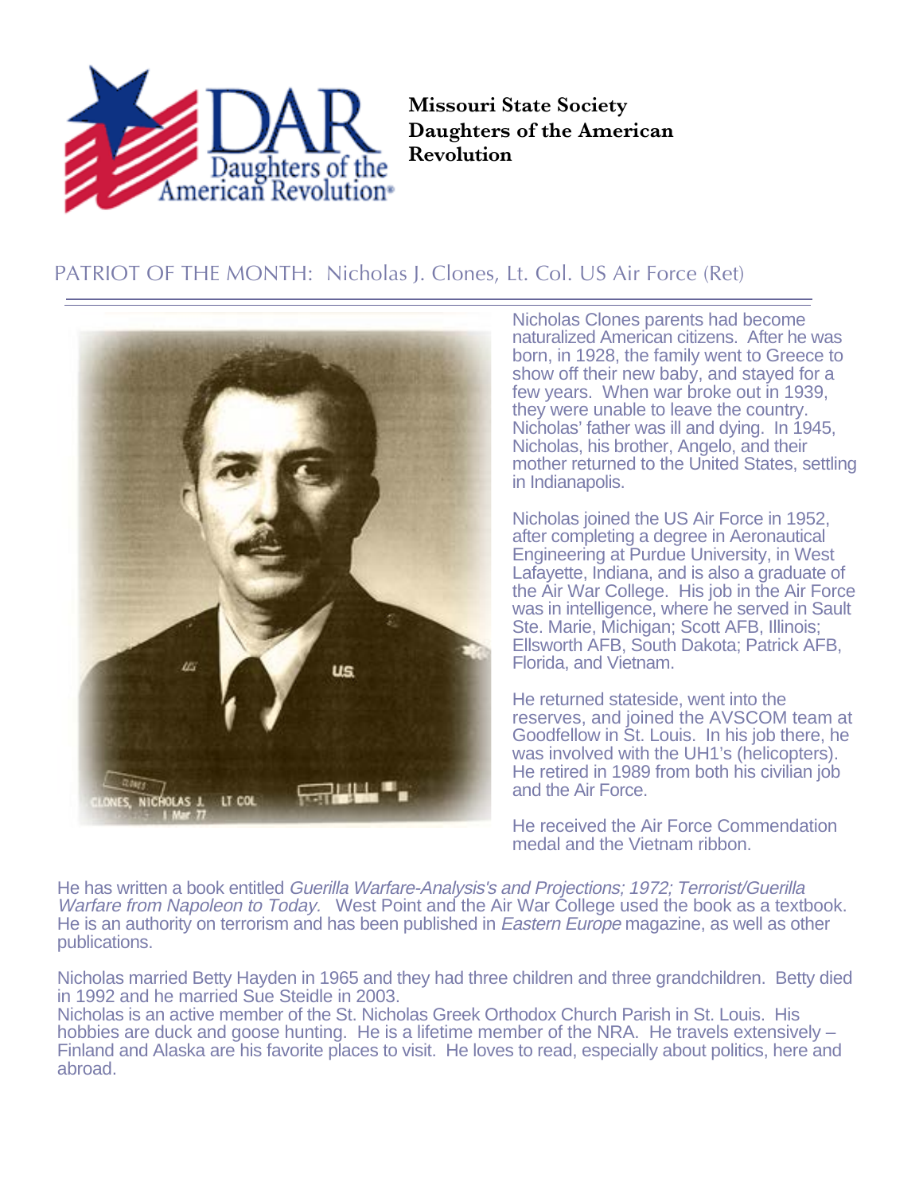**Missouri State Society Daughters of the American Revolution**

## PATRIOT OF THE MONTH: Nicholas J. Clones, Lt. Col. US Air Force (Ret)

Nicholas Clones parents had become naturalized American citizens. After he was born, in 1928, the family went to Greece to show off their new baby, and stayed for a few years. When war broke out in 1939, they were unable to leave the country. Nicholas' father was ill and dying. In 1945, Nicholas, his brother, Angelo, and their mother returned to the United States, settling in Indianapolis.

Nicholas joined the US Air Force in 1952, after completing a degree in Aeronautical Engineering at Purdue University, in West Lafayette, Indiana, and is also a graduate of the Air War College. His job in the Air Force was in intelligence, where he served in Sault Ste. Marie, Michigan; Scott AFB, Illinois; Ellsworth AFB, South Dakota; Patrick AFB, Florida, and Vietnam.

He returned stateside, went into the reserves, and joined the AVSCOM team at Goodfellow in St. Louis. In his job there, he was involved with the UH1's (helicopters). He retired in 1989 from both his civilian job and the Air Force.

He received the Air Force Commendation medal and the Vietnam ribbon.

He has written a book entitled *Guerilla Warfare-Analysis's and Projections; 1972; Terrorist/Guerilla Warfare from Napoleon to Today.* West Point and the Air War College used the book as a textbook. He is an authority on terrorism and has been published in *Eastern Europe* magazine, as well as other publications.

Nicholas married Betty Hayden in 1965 and they had three children and three grandchildren. Betty died in 1992 and he married Sue Steidle in 2003.

Nicholas is an active member of the St. Nicholas Greek Orthodox Church Parish in St. Louis. His hobbies are duck and goose hunting. He is a lifetime member of the NRA. He travels extensively – Finland and Alaska are his favorite places to visit. He loves to read, especially about politics, here and abroad.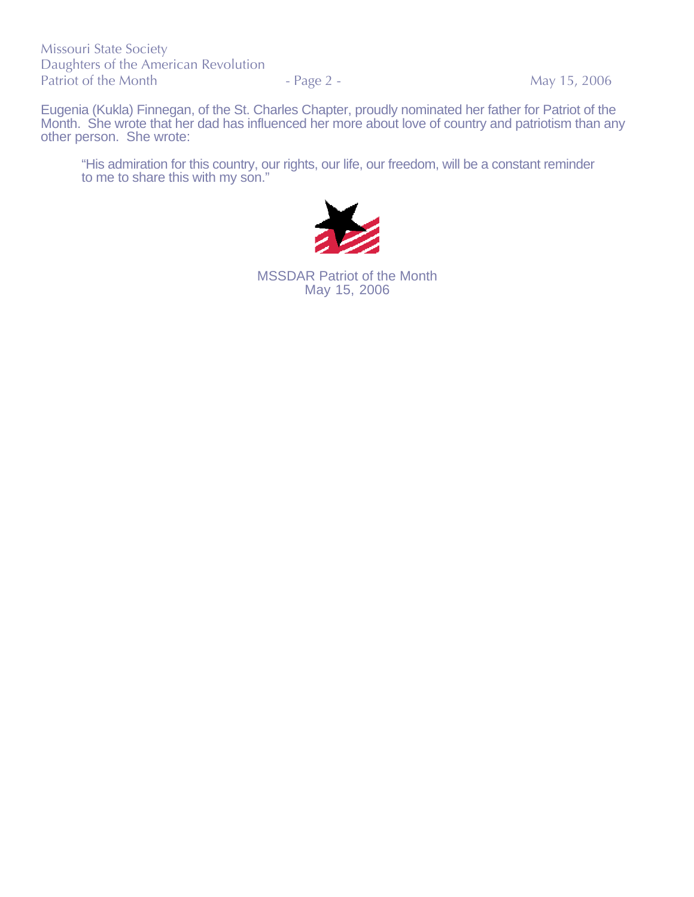Eugenia (Kukla) Finnegan, of the St. Charles Chapter, proudly nominated her father for Patriot of the Month. She wrote that her dad has influenced her more about love of country and patriotism than any other person. She wrote:

> "His admiration for this country, our rights, our life, our freedom, will be a constant reminder to me to share this with my son."

MSSDAR Patriot of the Month
May 15, 2006